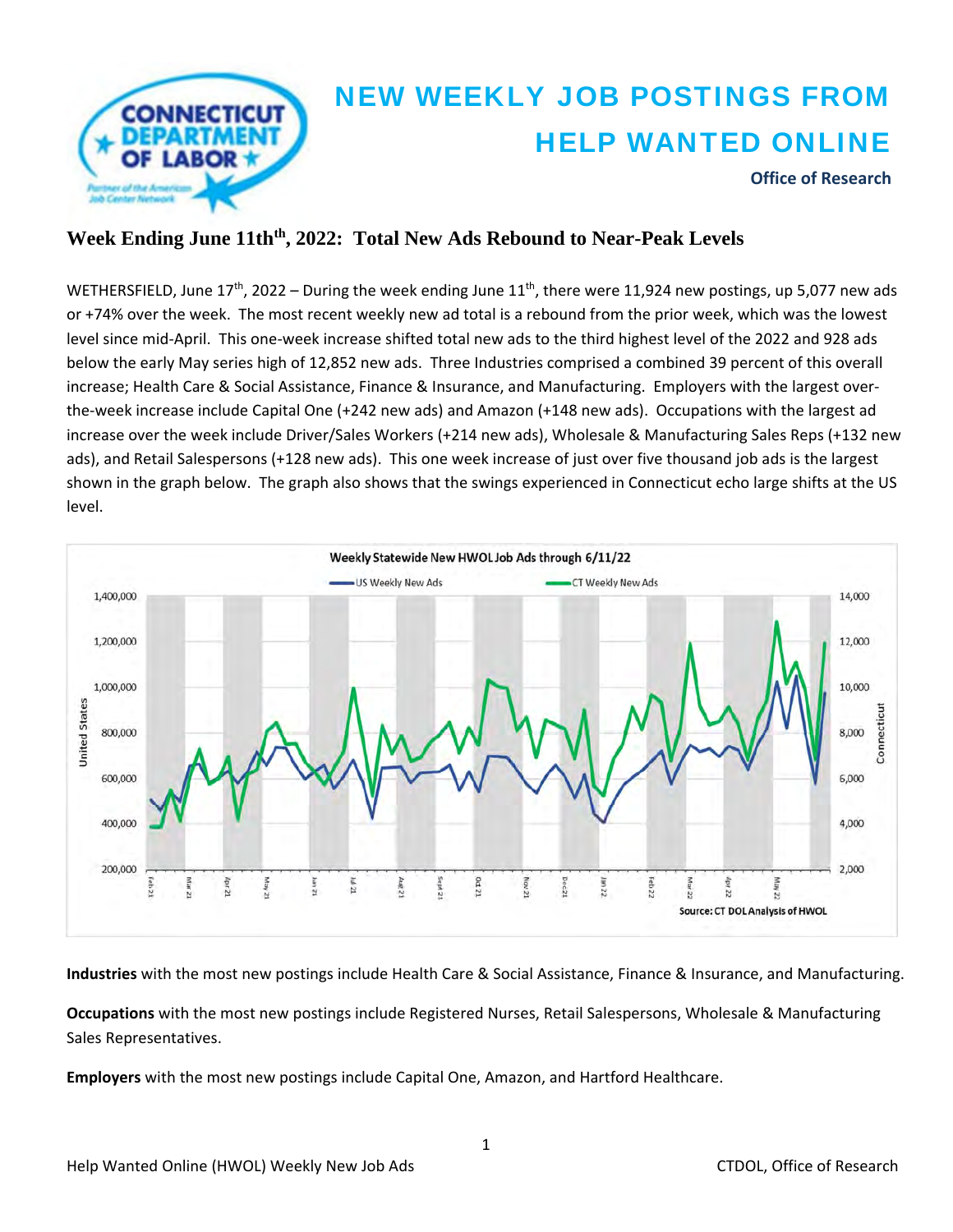# NEW WEEKLY JOB POSTINGS FROM HELP WANTED ONLINE

**Office of Research**

## Week Ending June 11th[th], 2022: Total New Ads Rebound to Near-Peak Levels

WETHERSFIELD, June 17[th], 2022 – During the week ending June 11[th], there were 11,924 new postings, up 5,077 new ads or +74% over the week. The most recent weekly new ad total is a rebound from the prior week, which was the lowest level since mid-April. This one-week increase shifted total new ads to the third highest level of the 2022 and 928 ads below the early May series high of 12,852 new ads. Three Industries comprised a combined 39 percent of this overall increase; Health Care & Social Assistance, Finance & Insurance, and Manufacturing. Employers with the largest over-the-week increase include Capital One (+242 new ads) and Amazon (+148 new ads). Occupations with the largest ad increase over the week include Driver/Sales Workers (+214 new ads), Wholesale & Manufacturing Sales Reps (+132 new ads), and Retail Salespersons (+128 new ads). This one week increase of just over five thousand job ads is the largest shown in the graph below. The graph also shows that the swings experienced in Connecticut echo large shifts at the US level.

**Industries** with the most new postings include Health Care & Social Assistance, Finance & Insurance, and Manufacturing.

**Occupations** with the most new postings include Registered Nurses, Retail Salespersons, Wholesale & Manufacturing Sales Representatives.

**Employers** with the most new postings include Capital One, Amazon, and Hartford Healthcare.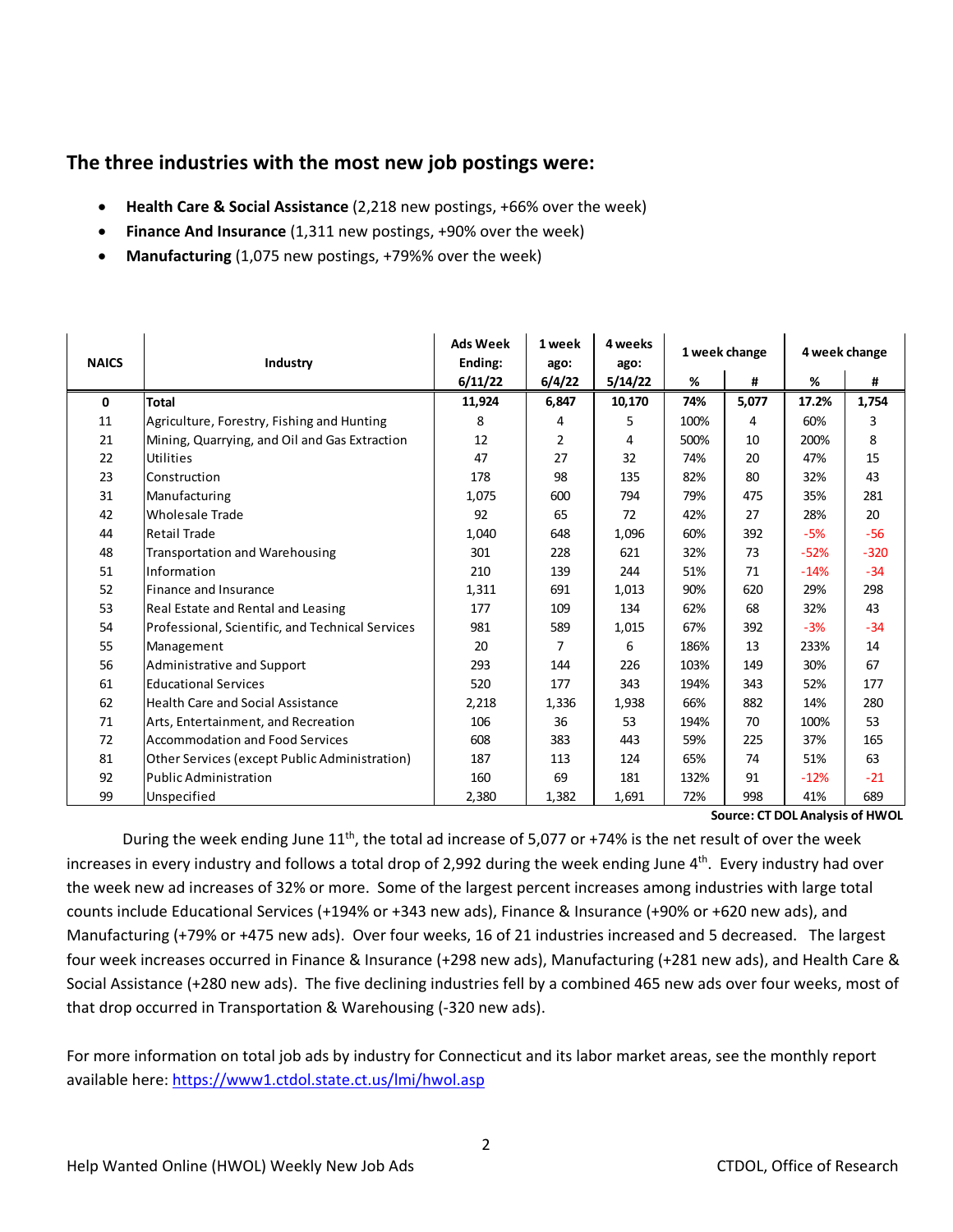## The three industries with the most new job postings were:

- **Health Care & Social Assistance** (2,218 new postings, +66% over the week)
- **Finance And Insurance** (1,311 new postings, +90% over the week)
- **Manufacturing** (1,075 new postings, +79%% over the week)

| NAICS | Industry | Ads Week Ending: 6/11/22 | 1 week ago: 6/4/22 | 4 weeks ago: 5/14/22 | 1 week change | | 4 week change | |
|---|---|---|---|---|---|---|---|---|
| | | | | | % | # | % | # |
| **0** | **Total** | **11,924** | **6,847** | **10,170** | **74%** | **5,077** | **17.2%** | **1,754** |
| 11 | Agriculture, Forestry, Fishing and Hunting | 8 | 4 | 5 | 100% | 4 | 60% | 3 |
| 21 | Mining, Quarrying, and Oil and Gas Extraction | 12 | 2 | 4 | 500% | 10 | 200% | 8 |
| 22 | Utilities | 47 | 27 | 32 | 74% | 20 | 47% | 15 |
| 23 | Construction | 178 | 98 | 135 | 82% | 80 | 32% | 43 |
| 31 | Manufacturing | 1,075 | 600 | 794 | 79% | 475 | 35% | 281 |
| 42 | Wholesale Trade | 92 | 65 | 72 | 42% | 27 | 28% | 20 |
| 44 | Retail Trade | 1,040 | 648 | 1,096 | 60% | 392 | -5% | -56 |
| 48 | Transportation and Warehousing | 301 | 228 | 621 | 32% | 73 | -52% | -320 |
| 51 | Information | 210 | 139 | 244 | 51% | 71 | -14% | -34 |
| 52 | Finance and Insurance | 1,311 | 691 | 1,013 | 90% | 620 | 29% | 298 |
| 53 | Real Estate and Rental and Leasing | 177 | 109 | 134 | 62% | 68 | 32% | 43 |
| 54 | Professional, Scientific, and Technical Services | 981 | 589 | 1,015 | 67% | 392 | -3% | -34 |
| 55 | Management | 20 | 7 | 6 | 186% | 13 | 233% | 14 |
| 56 | Administrative and Support | 293 | 144 | 226 | 103% | 149 | 30% | 67 |
| 61 | Educational Services | 520 | 177 | 343 | 194% | 343 | 52% | 177 |
| 62 | Health Care and Social Assistance | 2,218 | 1,336 | 1,938 | 66% | 882 | 14% | 280 |
| 71 | Arts, Entertainment, and Recreation | 106 | 36 | 53 | 194% | 70 | 100% | 53 |
| 72 | Accommodation and Food Services | 608 | 383 | 443 | 59% | 225 | 37% | 165 |
| 81 | Other Services (except Public Administration) | 187 | 113 | 124 | 65% | 74 | 51% | 63 |
| 92 | Public Administration | 160 | 69 | 181 | 132% | 91 | -12% | -21 |
| 99 | Unspecified | 2,380 | 1,382 | 1,691 | 72% | 998 | 41% | 689 |

**Source: CT DOL Analysis of HWOL**

During the week ending June 11th, the total ad increase of 5,077 or +74% is the net result of over the week increases in every industry and follows a total drop of 2,992 during the week ending June 4th. Every industry had over the week new ad increases of 32% or more. Some of the largest percent increases among industries with large total counts include Educational Services (+194% or +343 new ads), Finance & Insurance (+90% or +620 new ads), and Manufacturing (+79% or +475 new ads). Over four weeks, 16 of 21 industries increased and 5 decreased. The largest four week increases occurred in Finance & Insurance (+298 new ads), Manufacturing (+281 new ads), and Health Care & Social Assistance (+280 new ads). The five declining industries fell by a combined 465 new ads over four weeks, most of that drop occurred in Transportation & Warehousing (-320 new ads).

For more information on total job ads by industry for Connecticut and its labor market areas, see the monthly report available here: https://www1.ctdol.state.ct.us/lmi/hwol.asp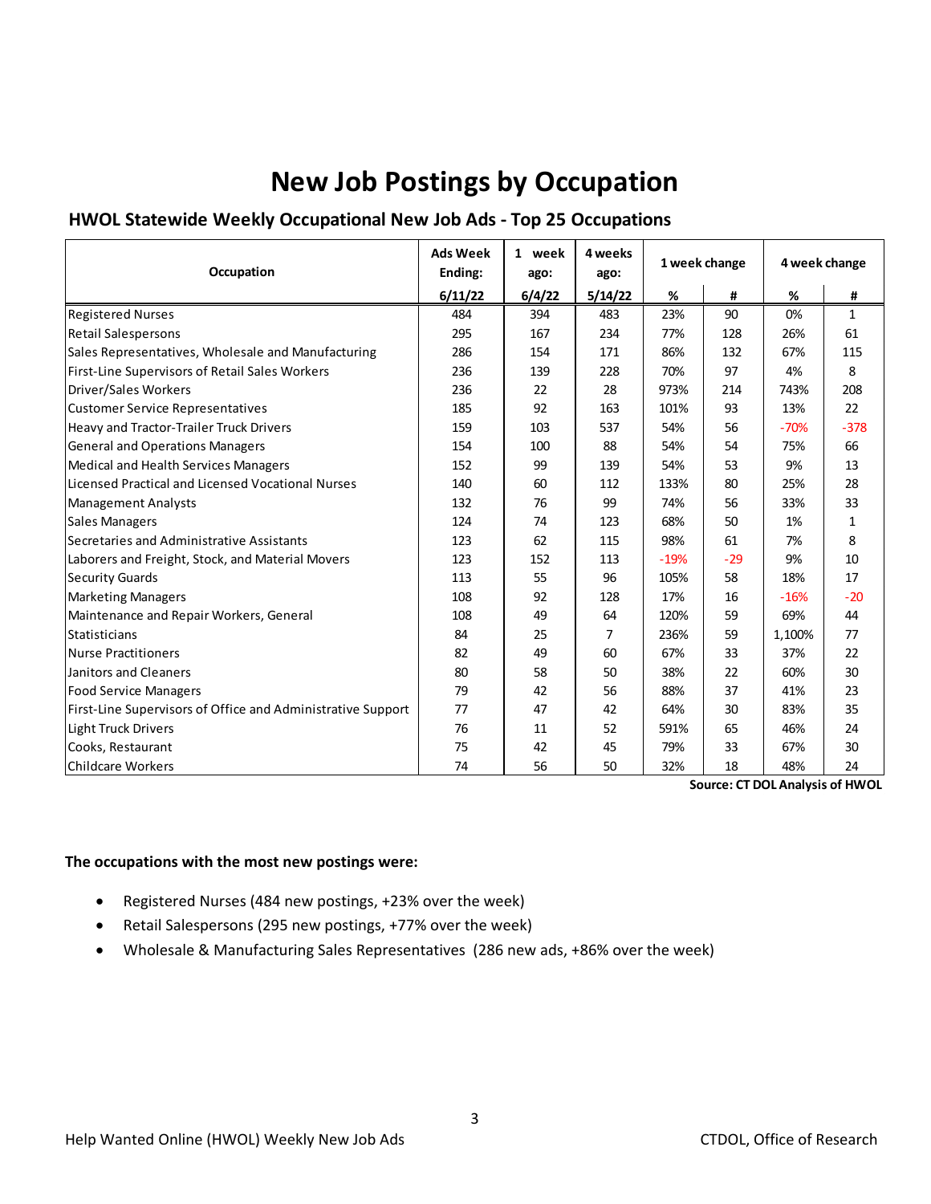# New Job Postings by Occupation

## HWOL Statewide Weekly Occupational New Job Ads - Top 25 Occupations

| Occupation | Ads Week Ending: | 1 week ago: | 4 weeks ago: | 1 week change | | 4 week change | |
|---|---|---|---|---|---|---|---|
| | 6/11/22 | 6/4/22 | 5/14/22 | % | # | % | # |
| Registered Nurses | 484 | 394 | 483 | 23% | 90 | 0% | 1 |
| Retail Salespersons | 295 | 167 | 234 | 77% | 128 | 26% | 61 |
| Sales Representatives, Wholesale and Manufacturing | 286 | 154 | 171 | 86% | 132 | 67% | 115 |
| First-Line Supervisors of Retail Sales Workers | 236 | 139 | 228 | 70% | 97 | 4% | 8 |
| Driver/Sales Workers | 236 | 22 | 28 | 973% | 214 | 743% | 208 |
| Customer Service Representatives | 185 | 92 | 163 | 101% | 93 | 13% | 22 |
| Heavy and Tractor-Trailer Truck Drivers | 159 | 103 | 537 | 54% | 56 | -70% | -378 |
| General and Operations Managers | 154 | 100 | 88 | 54% | 54 | 75% | 66 |
| Medical and Health Services Managers | 152 | 99 | 139 | 54% | 53 | 9% | 13 |
| Licensed Practical and Licensed Vocational Nurses | 140 | 60 | 112 | 133% | 80 | 25% | 28 |
| Management Analysts | 132 | 76 | 99 | 74% | 56 | 33% | 33 |
| Sales Managers | 124 | 74 | 123 | 68% | 50 | 1% | 1 |
| Secretaries and Administrative Assistants | 123 | 62 | 115 | 98% | 61 | 7% | 8 |
| Laborers and Freight, Stock, and Material Movers | 123 | 152 | 113 | -19% | -29 | 9% | 10 |
| Security Guards | 113 | 55 | 96 | 105% | 58 | 18% | 17 |
| Marketing Managers | 108 | 92 | 128 | 17% | 16 | -16% | -20 |
| Maintenance and Repair Workers, General | 108 | 49 | 64 | 120% | 59 | 69% | 44 |
| Statisticians | 84 | 25 | 7 | 236% | 59 | 1,100% | 77 |
| Nurse Practitioners | 82 | 49 | 60 | 67% | 33 | 37% | 22 |
| Janitors and Cleaners | 80 | 58 | 50 | 38% | 22 | 60% | 30 |
| Food Service Managers | 79 | 42 | 56 | 88% | 37 | 41% | 23 |
| First-Line Supervisors of Office and Administrative Support | 77 | 47 | 42 | 64% | 30 | 83% | 35 |
| Light Truck Drivers | 76 | 11 | 52 | 591% | 65 | 46% | 24 |
| Cooks, Restaurant | 75 | 42 | 45 | 79% | 33 | 67% | 30 |
| Childcare Workers | 74 | 56 | 50 | 32% | 18 | 48% | 24 |

**Source: CT DOL Analysis of HWOL**

**The occupations with the most new postings were:**

- Registered Nurses (484 new postings, +23% over the week)
- Retail Salespersons (295 new postings, +77% over the week)
- Wholesale & Manufacturing Sales Representatives (286 new ads, +86% over the week)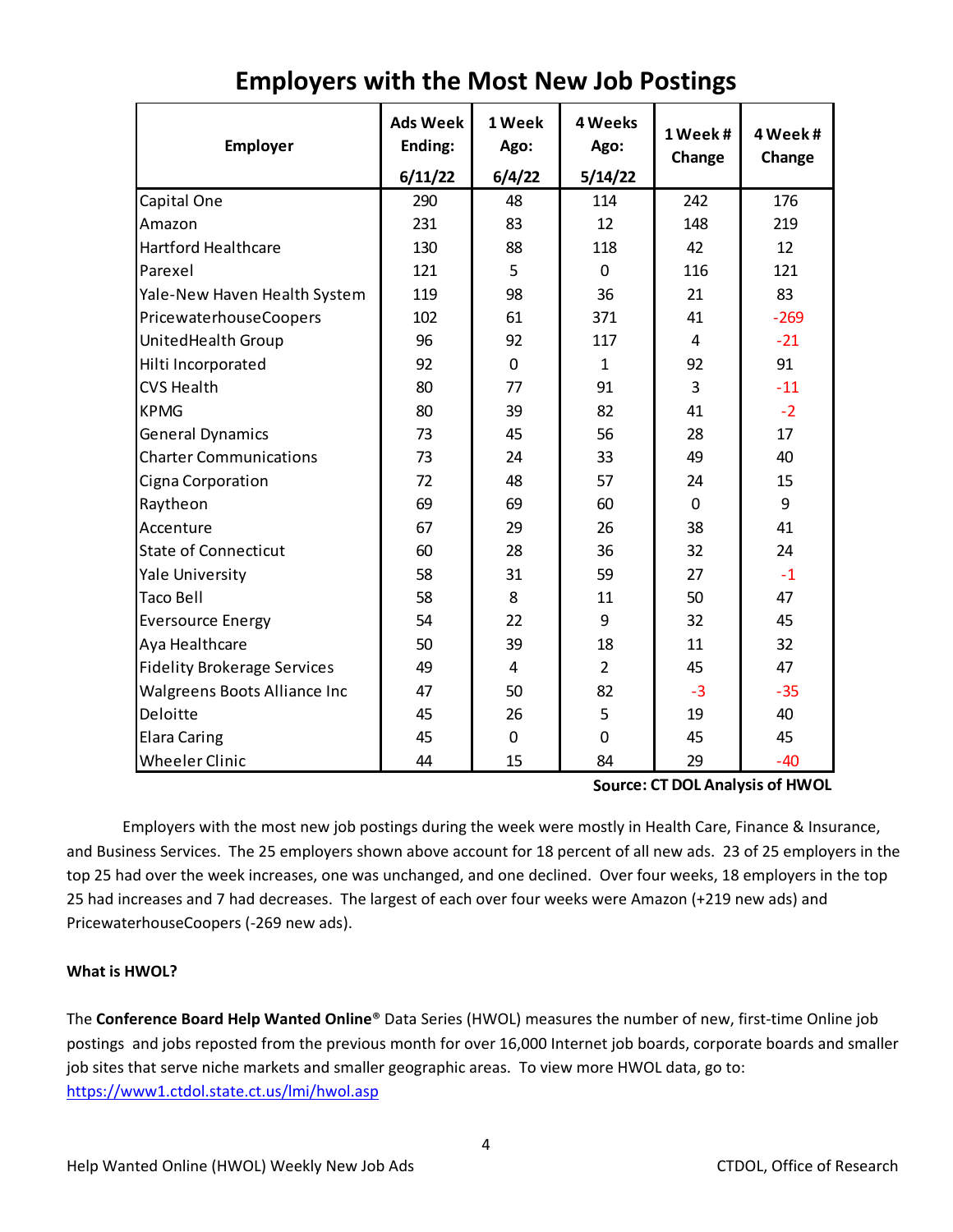# Employers with the Most New Job Postings

| Employer | Ads Week Ending: 6/11/22 | 1 Week Ago: 6/4/22 | 4 Weeks Ago: 5/14/22 | 1 Week # Change | 4 Week # Change |
|---|---|---|---|---|---|
| Capital One | 290 | 48 | 114 | 242 | 176 |
| Amazon | 231 | 83 | 12 | 148 | 219 |
| Hartford Healthcare | 130 | 88 | 118 | 42 | 12 |
| Parexel | 121 | 5 | 0 | 116 | 121 |
| Yale-New Haven Health System | 119 | 98 | 36 | 21 | 83 |
| PricewaterhouseCoopers | 102 | 61 | 371 | 41 | -269 |
| UnitedHealth Group | 96 | 92 | 117 | 4 | -21 |
| Hilti Incorporated | 92 | 0 | 1 | 92 | 91 |
| CVS Health | 80 | 77 | 91 | 3 | -11 |
| KPMG | 80 | 39 | 82 | 41 | -2 |
| General Dynamics | 73 | 45 | 56 | 28 | 17 |
| Charter Communications | 73 | 24 | 33 | 49 | 40 |
| Cigna Corporation | 72 | 48 | 57 | 24 | 15 |
| Raytheon | 69 | 69 | 60 | 0 | 9 |
| Accenture | 67 | 29 | 26 | 38 | 41 |
| State of Connecticut | 60 | 28 | 36 | 32 | 24 |
| Yale University | 58 | 31 | 59 | 27 | -1 |
| Taco Bell | 58 | 8 | 11 | 50 | 47 |
| Eversource Energy | 54 | 22 | 9 | 32 | 45 |
| Aya Healthcare | 50 | 39 | 18 | 11 | 32 |
| Fidelity Brokerage Services | 49 | 4 | 2 | 45 | 47 |
| Walgreens Boots Alliance Inc | 47 | 50 | 82 | -3 | -35 |
| Deloitte | 45 | 26 | 5 | 19 | 40 |
| Elara Caring | 45 | 0 | 0 | 45 | 45 |
| Wheeler Clinic | 44 | 15 | 84 | 29 | -40 |

**Source: CT DOL Analysis of HWOL**

Employers with the most new job postings during the week were mostly in Health Care, Finance & Insurance, and Business Services. The 25 employers shown above account for 18 percent of all new ads. 23 of 25 employers in the top 25 had over the week increases, one was unchanged, and one declined. Over four weeks, 18 employers in the top 25 had increases and 7 had decreases. The largest of each over four weeks were Amazon (+219 new ads) and PricewaterhouseCoopers (-269 new ads).

**What is HWOL?**

The **Conference Board Help Wanted Online**® Data Series (HWOL) measures the number of new, first-time Online job postings and jobs reposted from the previous month for over 16,000 Internet job boards, corporate boards and smaller job sites that serve niche markets and smaller geographic areas. To view more HWOL data, go to: https://www1.ctdol.state.ct.us/lmi/hwol.asp